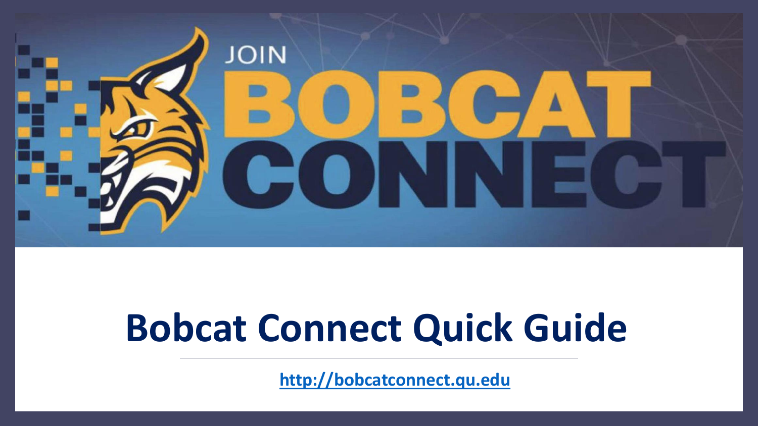JOIN

BOBCAT CONNECT

# Bobcat Connect Quick Guide

http://bobcatconnect.qu.edu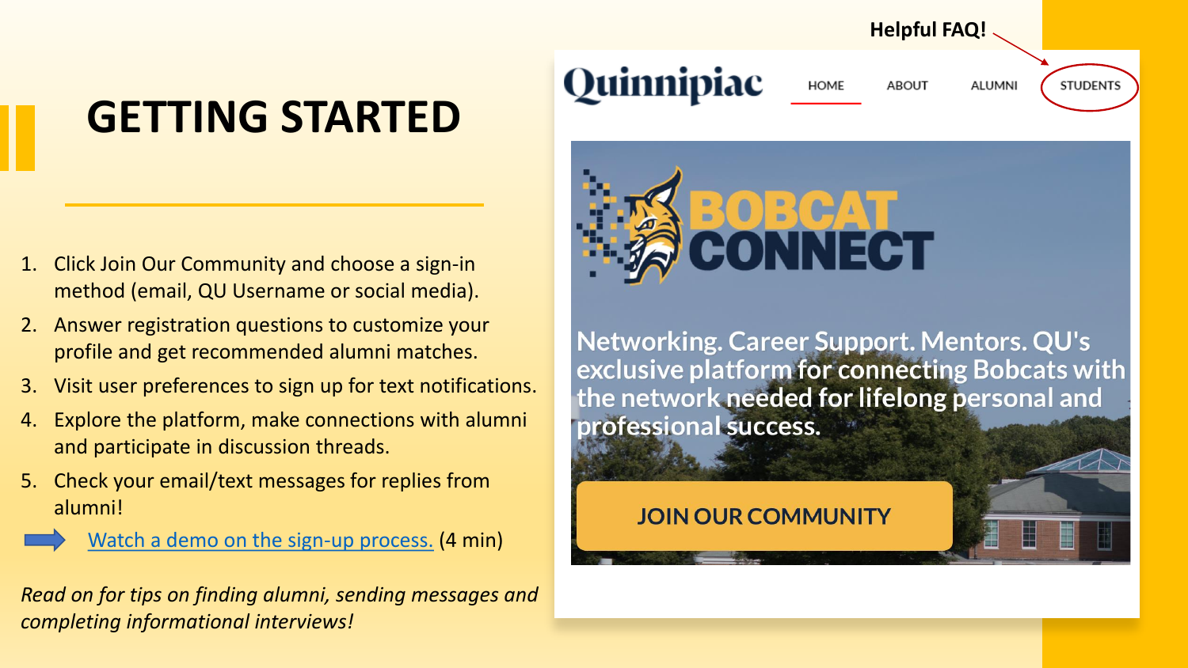# GETTING STARTED

1. Click Join Our Community and choose a sign-in method (email, QU Username or social media).
2. Answer registration questions to customize your profile and get recommended alumni matches.
3. Visit user preferences to sign up for text notifications.
4. Explore the platform, make connections with alumni and participate in discussion threads.
5. Check your email/text messages for replies from alumni!

➡ Watch a demo on the sign-up process. (4 min)

*Read on for tips on finding alumni, sending messages and completing informational interviews!*

**Helpful FAQ!**

Quinnipiac HOME ABOUT ALUMNI STUDENTS

BOBCAT CONNECT

Networking. Career Support. Mentors. QU's exclusive platform for connecting Bobcats with the network needed for lifelong personal and professional success.

JOIN OUR COMMUNITY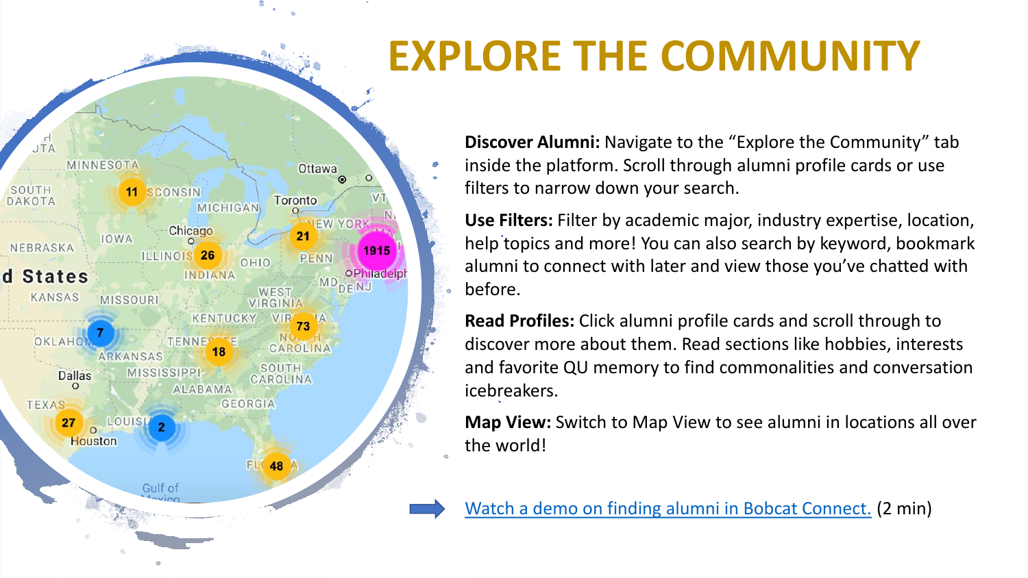# EXPLORE THE COMMUNITY

**Discover Alumni:** Navigate to the "Explore the Community" tab inside the platform. Scroll through alumni profile cards or use filters to narrow down your search.

**Use Filters:** Filter by academic major, industry expertise, location, help topics and more! You can also search by keyword, bookmark alumni to connect with later and view those you've chatted with before.

**Read Profiles:** Click alumni profile cards and scroll through to discover more about them. Read sections like hobbies, interests and favorite QU memory to find commonalities and conversation icebreakers.

**Map View:** Switch to Map View to see alumni in locations all over the world!

[Watch a demo on finding alumni in Bobcat Connect.](#) (2 min)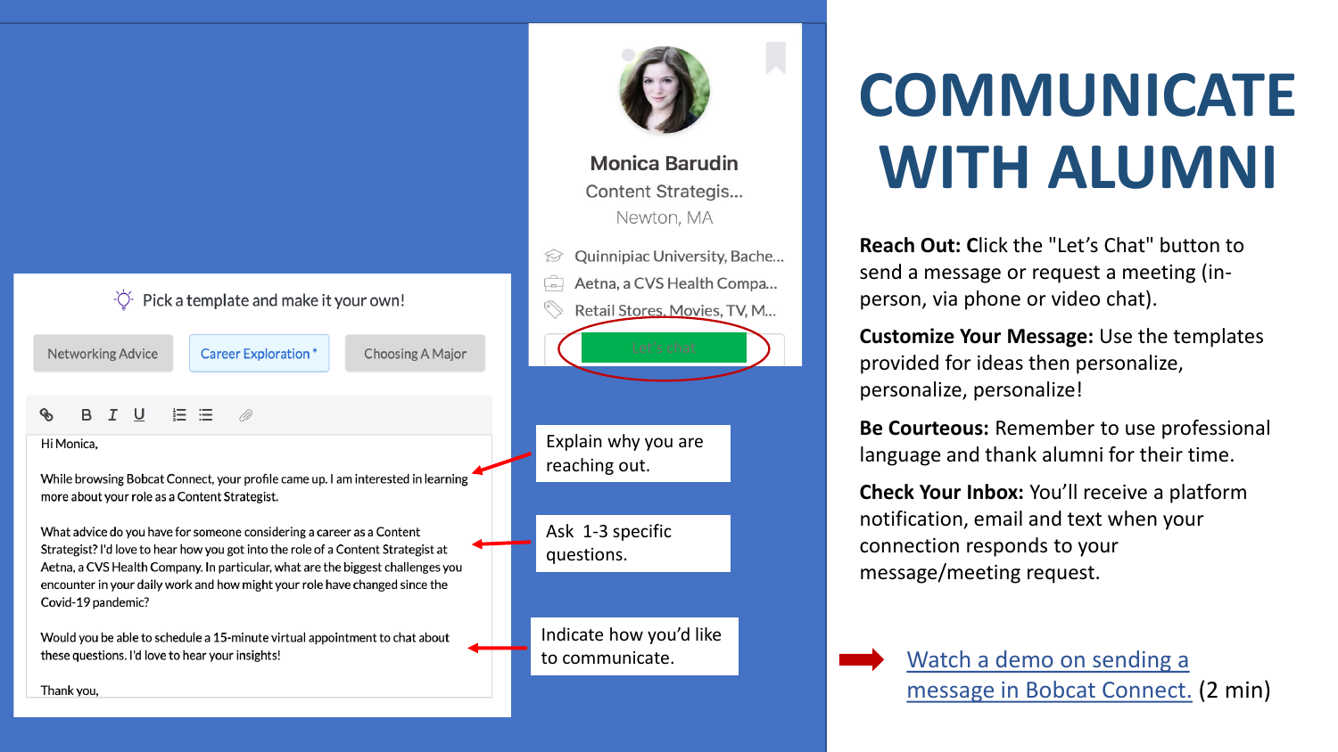# COMMUNICATE WITH ALUMNI

Monica Barudin
Content Strategis...
Newton, MA

Quinnipiac University, Bache...
Aetna, a CVS Health Compa...
Retail Stores, Movies, TV, M...

Let's chat

Pick a template and make it your own!

Networking Advice | Career Exploration * | Choosing A Major

Hi Monica,

While browsing Bobcat Connect, your profile came up. I am interested in learning more about your role as a Content Strategist.

What advice do you have for someone considering a career as a Content Strategist? I'd love to hear how you got into the role of a Content Strategist at Aetna, a CVS Health Company. In particular, what are the biggest challenges you encounter in your daily work and how might your role have changed since the Covid-19 pandemic?

Would you be able to schedule a 15-minute virtual appointment to chat about these questions. I'd love to hear your insights!

Thank you,

Explain why you are reaching out.

Ask 1-3 specific questions.

Indicate how you'd like to communicate.

**Reach Out:** Click the "Let's Chat" button to send a message or request a meeting (in-person, via phone or video chat).

**Customize Your Message:** Use the templates provided for ideas then personalize, personalize, personalize!

**Be Courteous:** Remember to use professional language and thank alumni for their time.

**Check Your Inbox:** You'll receive a platform notification, email and text when your connection responds to your message/meeting request.

Watch a demo on sending a message in Bobcat Connect. (2 min)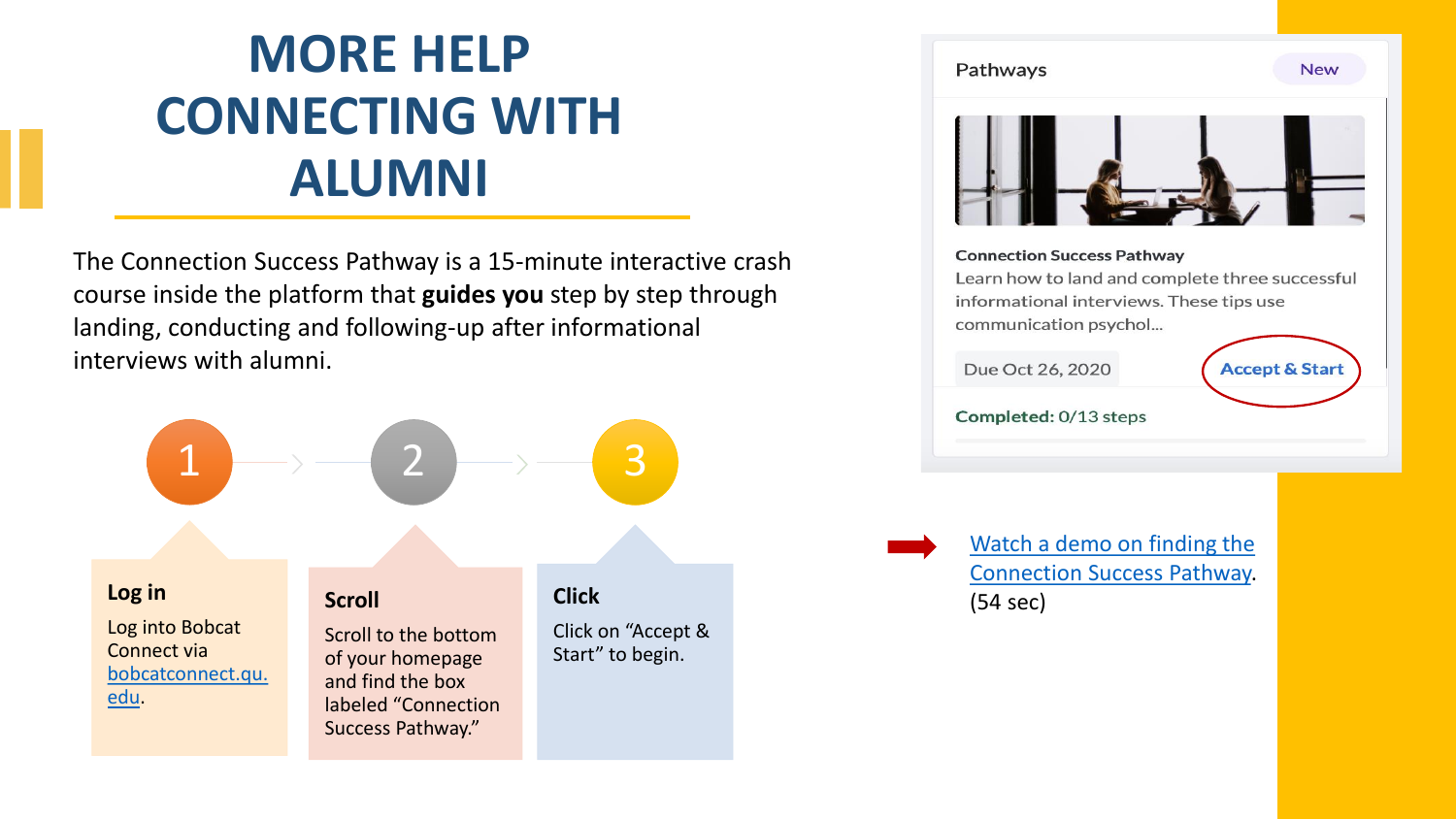# MORE HELP CONNECTING WITH ALUMNI

The Connection Success Pathway is a 15-minute interactive crash course inside the platform that **guides you** step by step through landing, conducting and following-up after informational interviews with alumni.

**1. Log in**

Log into Bobcat Connect via [bobcatconnect.qu.edu](bobcatconnect.qu.edu).

**2. Scroll**

Scroll to the bottom of your homepage and find the box labeled "Connection Success Pathway."

**3. Click**

Click on "Accept & Start" to begin.

Pathways New

**Connection Success Pathway**

Learn how to land and complete three successful informational interviews. These tips use communication psychol...

Due Oct 26, 2020 Accept & Start

**Completed:** 0/13 steps

Watch a demo on finding the Connection Success Pathway. (54 sec)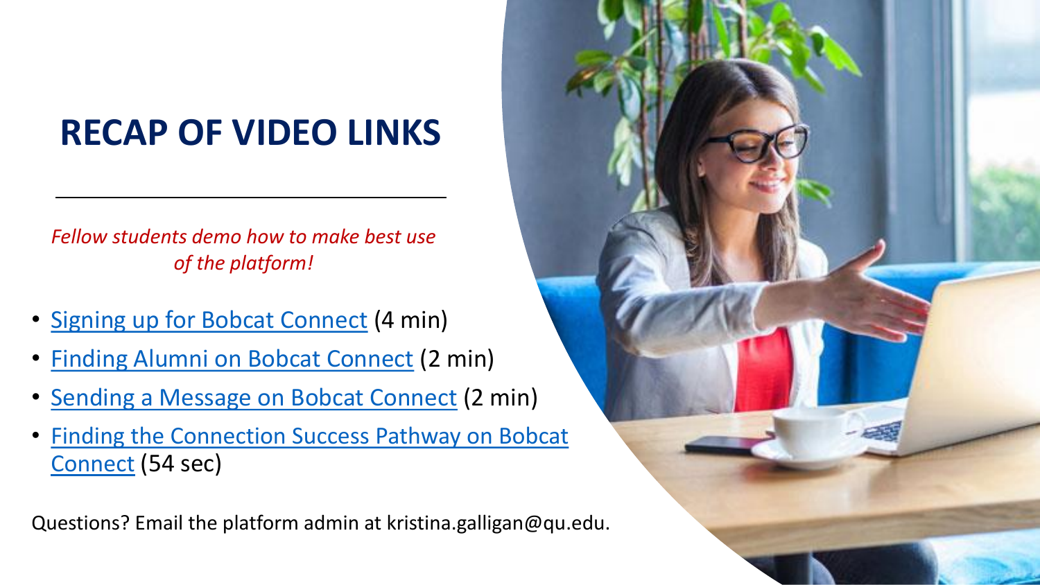# RECAP OF VIDEO LINKS

*Fellow students demo how to make best use of the platform!*

- Signing up for Bobcat Connect (4 min)
- Finding Alumni on Bobcat Connect (2 min)
- Sending a Message on Bobcat Connect (2 min)
- Finding the Connection Success Pathway on Bobcat Connect (54 sec)

Questions? Email the platform admin at kristina.galligan@qu.edu.